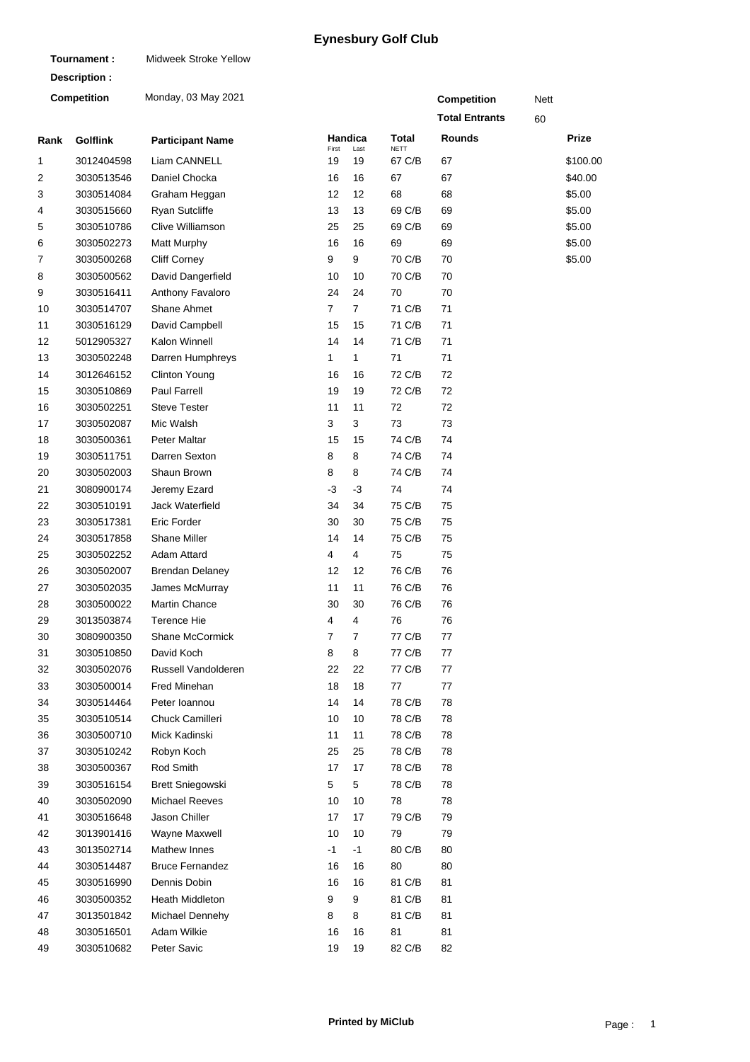# Eynesbury Golf Club

**Tournament :** Midweek Stroke Yellow

**Description :**

**Competition** Monday, 03 May 2021

**Competition** Nett

**Total Entrants** 60

| Rank | Golflink | Participant Name | Handicap First | Handicap Last | Total NETT | Rounds | Prize |
|---|---|---|---|---|---|---|---|
| 1 | 3012404598 | Liam CANNELL | 19 | 19 | 67 C/B | 67 | $100.00 |
| 2 | 3030513546 | Daniel Chocka | 16 | 16 | 67 | 67 | $40.00 |
| 3 | 3030514084 | Graham Heggan | 12 | 12 | 68 | 68 | $5.00 |
| 4 | 3030515660 | Ryan Sutcliffe | 13 | 13 | 69 C/B | 69 | $5.00 |
| 5 | 3030510786 | Clive Williamson | 25 | 25 | 69 C/B | 69 | $5.00 |
| 6 | 3030502273 | Matt Murphy | 16 | 16 | 69 | 69 | $5.00 |
| 7 | 3030500268 | Cliff Corney | 9 | 9 | 70 C/B | 70 | $5.00 |
| 8 | 3030500562 | David Dangerfield | 10 | 10 | 70 C/B | 70 | |
| 9 | 3030516411 | Anthony Favaloro | 24 | 24 | 70 | 70 | |
| 10 | 3030514707 | Shane Ahmet | 7 | 7 | 71 C/B | 71 | |
| 11 | 3030516129 | David Campbell | 15 | 15 | 71 C/B | 71 | |
| 12 | 5012905327 | Kalon Winnell | 14 | 14 | 71 C/B | 71 | |
| 13 | 3030502248 | Darren Humphreys | 1 | 1 | 71 | 71 | |
| 14 | 3012646152 | Clinton Young | 16 | 16 | 72 C/B | 72 | |
| 15 | 3030510869 | Paul Farrell | 19 | 19 | 72 C/B | 72 | |
| 16 | 3030502251 | Steve Tester | 11 | 11 | 72 | 72 | |
| 17 | 3030502087 | Mic Walsh | 3 | 3 | 73 | 73 | |
| 18 | 3030500361 | Peter Maltar | 15 | 15 | 74 C/B | 74 | |
| 19 | 3030511751 | Darren Sexton | 8 | 8 | 74 C/B | 74 | |
| 20 | 3030502003 | Shaun Brown | 8 | 8 | 74 C/B | 74 | |
| 21 | 3080900174 | Jeremy Ezard | -3 | -3 | 74 | 74 | |
| 22 | 3030510191 | Jack Waterfield | 34 | 34 | 75 C/B | 75 | |
| 23 | 3030517381 | Eric Forder | 30 | 30 | 75 C/B | 75 | |
| 24 | 3030517858 | Shane Miller | 14 | 14 | 75 C/B | 75 | |
| 25 | 3030502252 | Adam Attard | 4 | 4 | 75 | 75 | |
| 26 | 3030502007 | Brendan Delaney | 12 | 12 | 76 C/B | 76 | |
| 27 | 3030502035 | James McMurray | 11 | 11 | 76 C/B | 76 | |
| 28 | 3030500022 | Martin Chance | 30 | 30 | 76 C/B | 76 | |
| 29 | 3013503874 | Terence Hie | 4 | 4 | 76 | 76 | |
| 30 | 3080900350 | Shane McCormick | 7 | 7 | 77 C/B | 77 | |
| 31 | 3030510850 | David Koch | 8 | 8 | 77 C/B | 77 | |
| 32 | 3030502076 | Russell Vandolderen | 22 | 22 | 77 C/B | 77 | |
| 33 | 3030500014 | Fred Minehan | 18 | 18 | 77 | 77 | |
| 34 | 3030514464 | Peter Ioannou | 14 | 14 | 78 C/B | 78 | |
| 35 | 3030510514 | Chuck Camilleri | 10 | 10 | 78 C/B | 78 | |
| 36 | 3030500710 | Mick Kadinski | 11 | 11 | 78 C/B | 78 | |
| 37 | 3030510242 | Robyn Koch | 25 | 25 | 78 C/B | 78 | |
| 38 | 3030500367 | Rod Smith | 17 | 17 | 78 C/B | 78 | |
| 39 | 3030516154 | Brett Sniegowski | 5 | 5 | 78 C/B | 78 | |
| 40 | 3030502090 | Michael Reeves | 10 | 10 | 78 | 78 | |
| 41 | 3030516648 | Jason Chiller | 17 | 17 | 79 C/B | 79 | |
| 42 | 3013901416 | Wayne Maxwell | 10 | 10 | 79 | 79 | |
| 43 | 3013502714 | Mathew Innes | -1 | -1 | 80 C/B | 80 | |
| 44 | 3030514487 | Bruce Fernandez | 16 | 16 | 80 | 80 | |
| 45 | 3030516990 | Dennis Dobin | 16 | 16 | 81 C/B | 81 | |
| 46 | 3030500352 | Heath Middleton | 9 | 9 | 81 C/B | 81 | |
| 47 | 3013501842 | Michael Dennehy | 8 | 8 | 81 C/B | 81 | |
| 48 | 3030516501 | Adam Wilkie | 16 | 16 | 81 | 81 | |
| 49 | 3030510682 | Peter Savic | 19 | 19 | 82 C/B | 82 | |

**Printed by MiClub**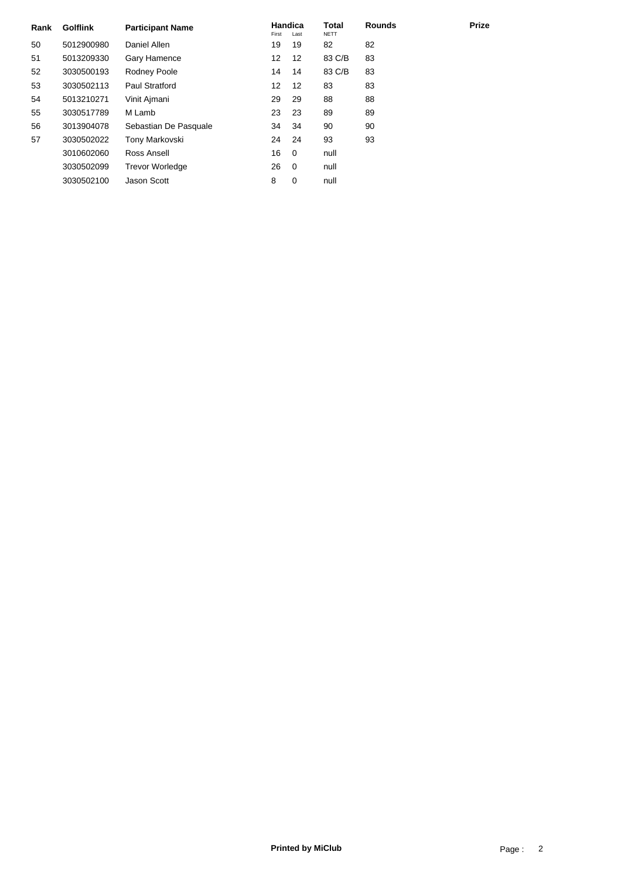| Rank | Golflink | Participant Name | Handica First | Handica Last | Total NETT | Rounds | Prize |
|---|---|---|---|---|---|---|---|
| 50 | 5012900980 | Daniel Allen | 19 | 19 | 82 | 82 | |
| 51 | 5013209330 | Gary Hamence | 12 | 12 | 83 C/B | 83 | |
| 52 | 3030500193 | Rodney Poole | 14 | 14 | 83 C/B | 83 | |
| 53 | 3030502113 | Paul Stratford | 12 | 12 | 83 | 83 | |
| 54 | 5013210271 | Vinit Ajmani | 29 | 29 | 88 | 88 | |
| 55 | 3030517789 | M Lamb | 23 | 23 | 89 | 89 | |
| 56 | 3013904078 | Sebastian De Pasquale | 34 | 34 | 90 | 90 | |
| 57 | 3030502022 | Tony Markovski | 24 | 24 | 93 | 93 | |
| | 3010602060 | Ross Ansell | 16 | 0 | null | | |
| | 3030502099 | Trevor Worledge | 26 | 0 | null | | |
| | 3030502100 | Jason Scott | 8 | 0 | null | | |

**Printed by MiClub**